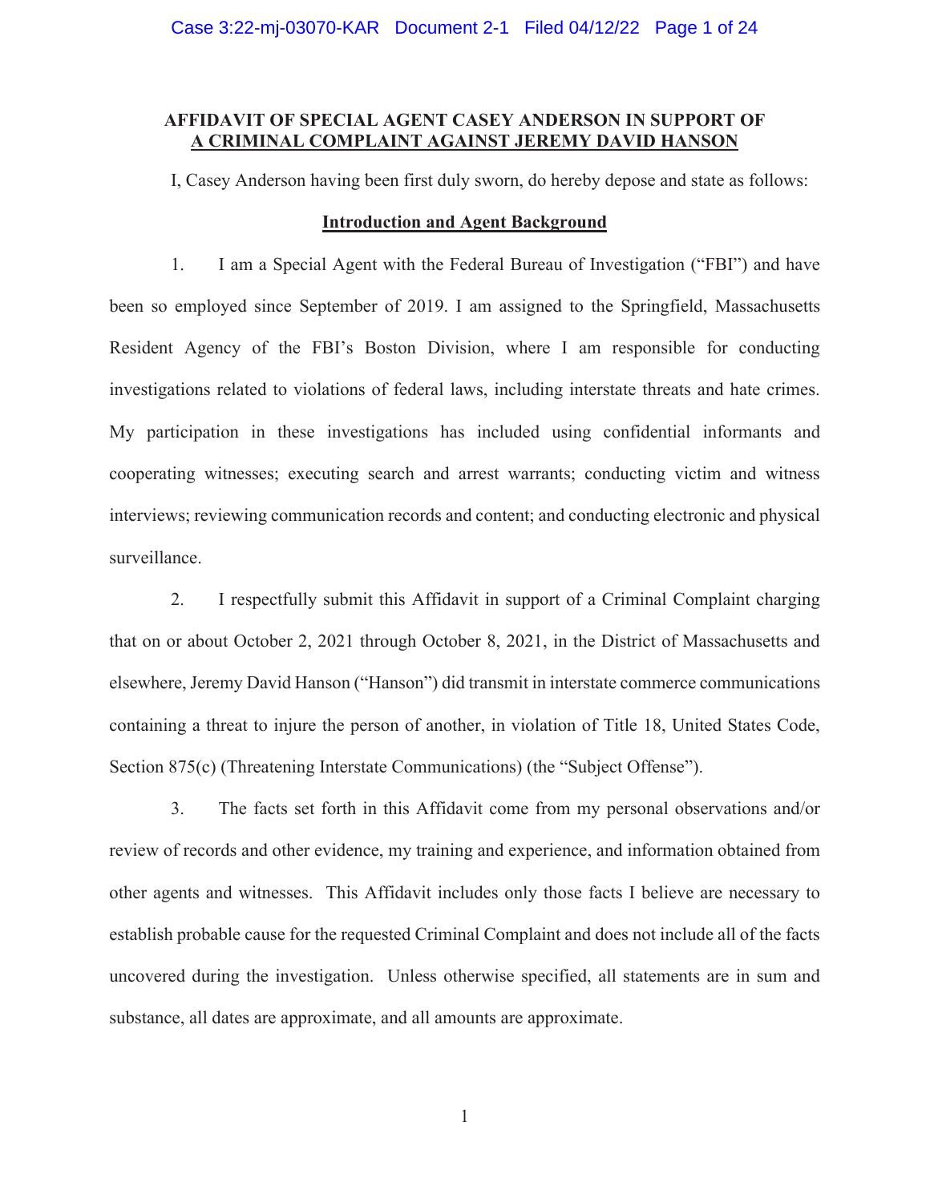**AFFIDAVIT OF SPECIAL AGENT CASEY ANDERSON IN SUPPORT OF A CRIMINAL COMPLAINT AGAINST JEREMY DAVID HANSON**

I, Casey Anderson having been first duly sworn, do hereby depose and state as follows:

**Introduction and Agent Background**

1. I am a Special Agent with the Federal Bureau of Investigation ("FBI") and have been so employed since September of 2019. I am assigned to the Springfield, Massachusetts Resident Agency of the FBI's Boston Division, where I am responsible for conducting investigations related to violations of federal laws, including interstate threats and hate crimes. My participation in these investigations has included using confidential informants and cooperating witnesses; executing search and arrest warrants; conducting victim and witness interviews; reviewing communication records and content; and conducting electronic and physical surveillance.

2. I respectfully submit this Affidavit in support of a Criminal Complaint charging that on or about October 2, 2021 through October 8, 2021, in the District of Massachusetts and elsewhere, Jeremy David Hanson ("Hanson") did transmit in interstate commerce communications containing a threat to injure the person of another, in violation of Title 18, United States Code, Section 875(c) (Threatening Interstate Communications) (the "Subject Offense").

3. The facts set forth in this Affidavit come from my personal observations and/or review of records and other evidence, my training and experience, and information obtained from other agents and witnesses. This Affidavit includes only those facts I believe are necessary to establish probable cause for the requested Criminal Complaint and does not include all of the facts uncovered during the investigation. Unless otherwise specified, all statements are in sum and substance, all dates are approximate, and all amounts are approximate.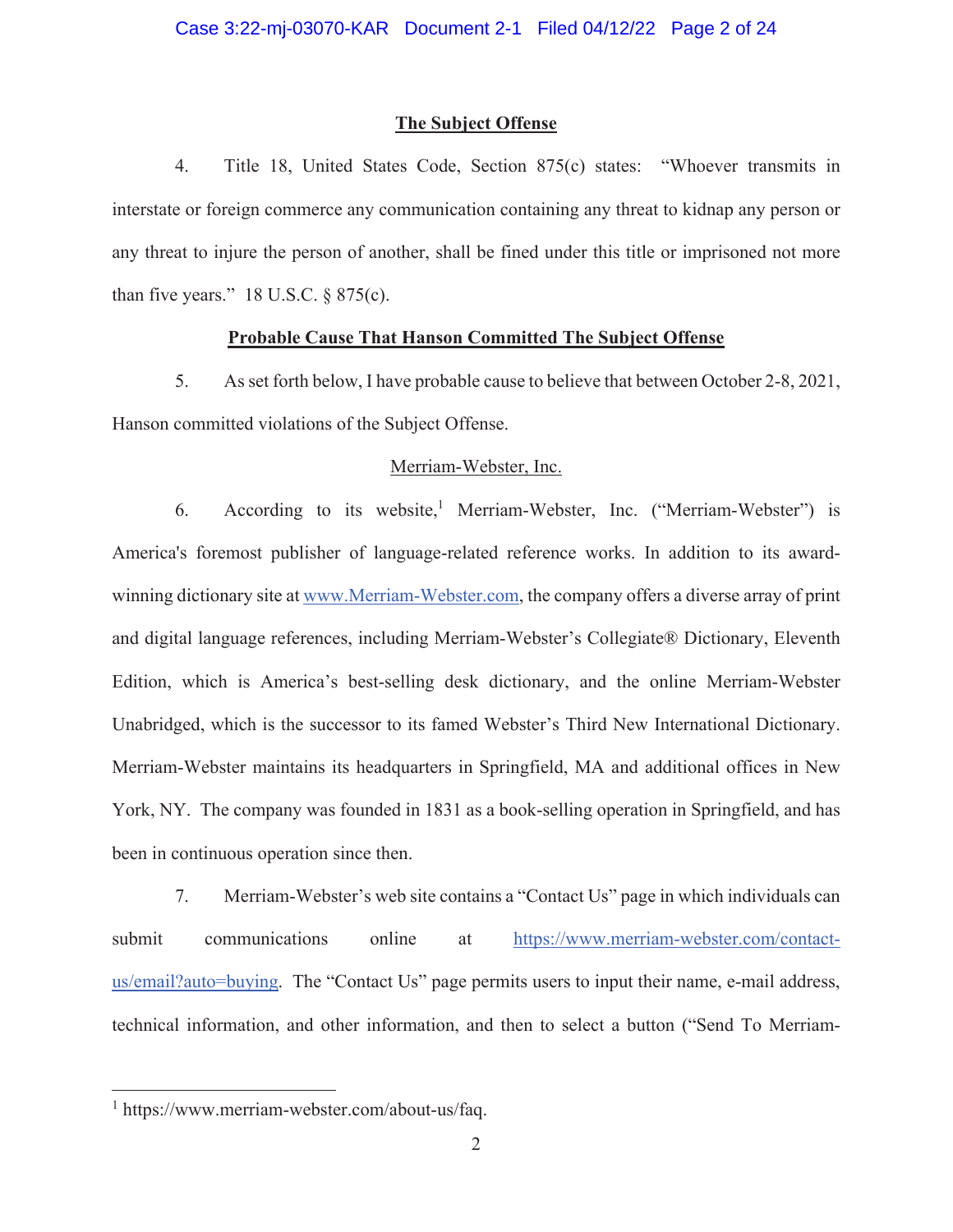## The Subject Offense

4. Title 18, United States Code, Section 875(c) states: "Whoever transmits in interstate or foreign commerce any communication containing any threat to kidnap any person or any threat to injure the person of another, shall be fined under this title or imprisoned not more than five years." 18 U.S.C. § 875(c).

## Probable Cause That Hanson Committed The Subject Offense

5. As set forth below, I have probable cause to believe that between October 2-8, 2021, Hanson committed violations of the Subject Offense.

Merriam-Webster, Inc.

6. According to its website,[1] Merriam-Webster, Inc. ("Merriam-Webster") is America's foremost publisher of language-related reference works. In addition to its award-winning dictionary site at www.Merriam-Webster.com, the company offers a diverse array of print and digital language references, including Merriam-Webster's Collegiate® Dictionary, Eleventh Edition, which is America's best-selling desk dictionary, and the online Merriam-Webster Unabridged, which is the successor to its famed Webster's Third New International Dictionary. Merriam-Webster maintains its headquarters in Springfield, MA and additional offices in New York, NY. The company was founded in 1831 as a book-selling operation in Springfield, and has been in continuous operation since then.

7. Merriam-Webster's web site contains a "Contact Us" page in which individuals can submit communications online at https://www.merriam-webster.com/contact-us/email?auto=buying. The "Contact Us" page permits users to input their name, e-mail address, technical information, and other information, and then to select a button ("Send To Merriam-

[1] https://www.merriam-webster.com/about-us/faq.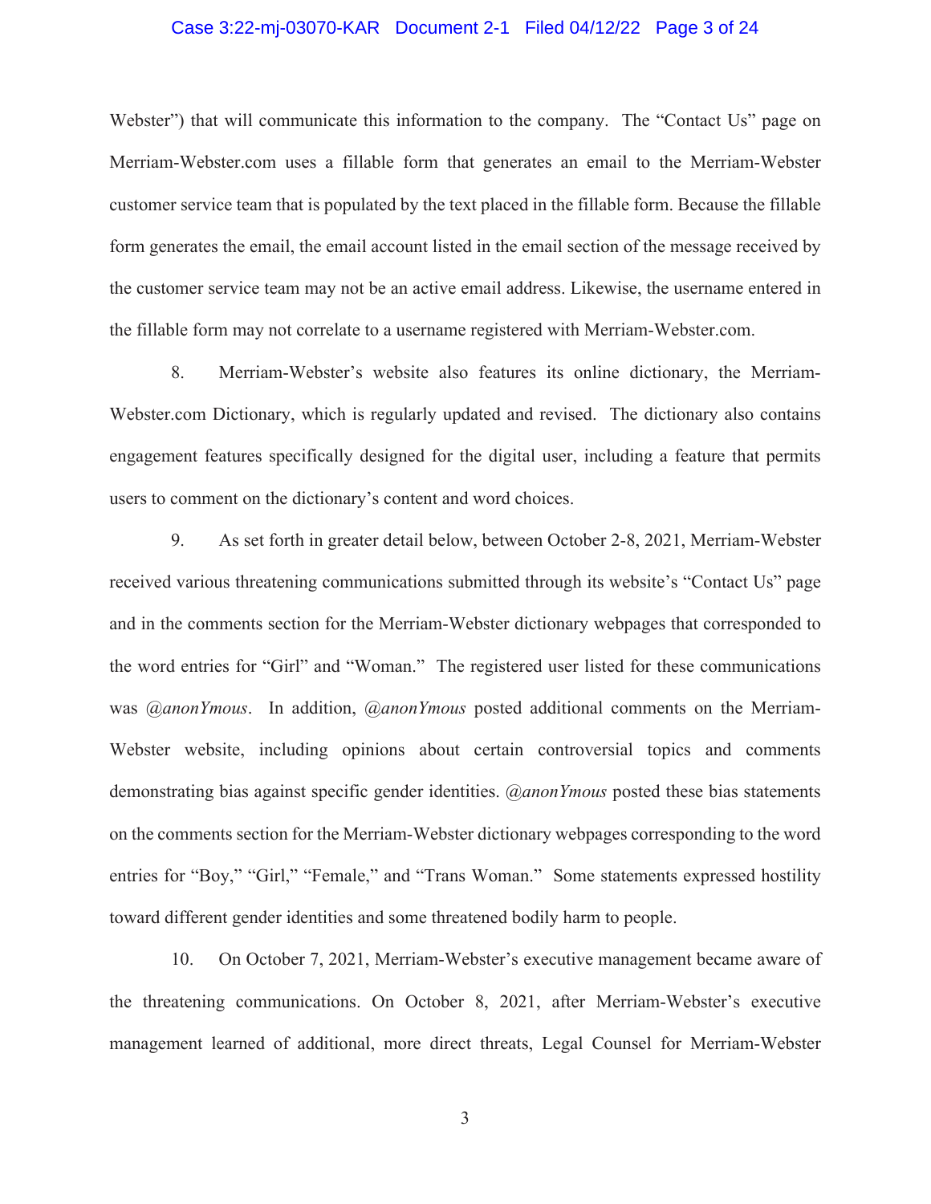Webster") that will communicate this information to the company. The "Contact Us" page on Merriam-Webster.com uses a fillable form that generates an email to the Merriam-Webster customer service team that is populated by the text placed in the fillable form. Because the fillable form generates the email, the email account listed in the email section of the message received by the customer service team may not be an active email address. Likewise, the username entered in the fillable form may not correlate to a username registered with Merriam-Webster.com.

8. Merriam-Webster's website also features its online dictionary, the Merriam-Webster.com Dictionary, which is regularly updated and revised. The dictionary also contains engagement features specifically designed for the digital user, including a feature that permits users to comment on the dictionary's content and word choices.

9. As set forth in greater detail below, between October 2-8, 2021, Merriam-Webster received various threatening communications submitted through its website's "Contact Us" page and in the comments section for the Merriam-Webster dictionary webpages that corresponded to the word entries for "Girl" and "Woman." The registered user listed for these communications was *@anonYmous*. In addition, *@anonYmous* posted additional comments on the Merriam-Webster website, including opinions about certain controversial topics and comments demonstrating bias against specific gender identities. *@anonYmous* posted these bias statements on the comments section for the Merriam-Webster dictionary webpages corresponding to the word entries for "Boy," "Girl," "Female," and "Trans Woman." Some statements expressed hostility toward different gender identities and some threatened bodily harm to people.

10. On October 7, 2021, Merriam-Webster's executive management became aware of the threatening communications. On October 8, 2021, after Merriam-Webster's executive management learned of additional, more direct threats, Legal Counsel for Merriam-Webster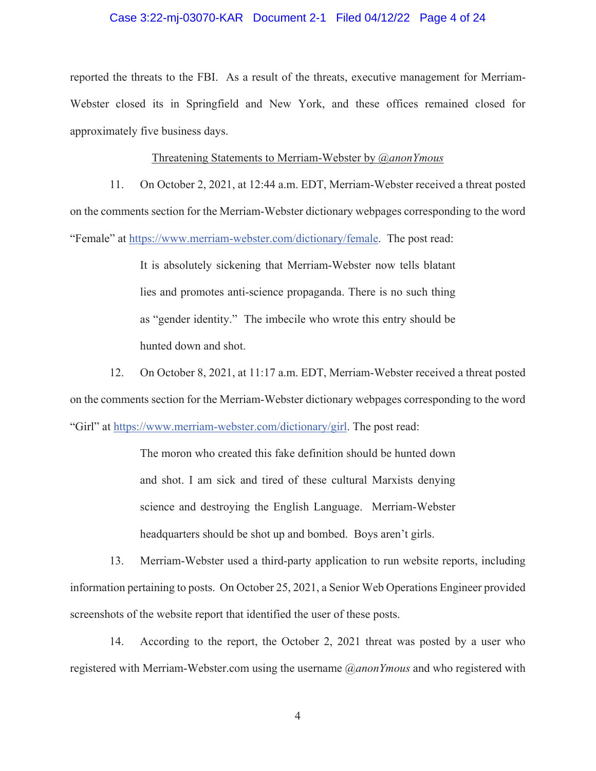reported the threats to the FBI. As a result of the threats, executive management for Merriam-Webster closed its in Springfield and New York, and these offices remained closed for approximately five business days.

<u>Threatening Statements to Merriam-Webster by *@anonYmous*</u>

11. On October 2, 2021, at 12:44 a.m. EDT, Merriam-Webster received a threat posted on the comments section for the Merriam-Webster dictionary webpages corresponding to the word "Female" at https://www.merriam-webster.com/dictionary/female. The post read:

> It is absolutely sickening that Merriam-Webster now tells blatant lies and promotes anti-science propaganda. There is no such thing as "gender identity." The imbecile who wrote this entry should be hunted down and shot.

12. On October 8, 2021, at 11:17 a.m. EDT, Merriam-Webster received a threat posted on the comments section for the Merriam-Webster dictionary webpages corresponding to the word "Girl" at https://www.merriam-webster.com/dictionary/girl. The post read:

> The moron who created this fake definition should be hunted down and shot. I am sick and tired of these cultural Marxists denying science and destroying the English Language. Merriam-Webster headquarters should be shot up and bombed. Boys aren't girls.

13. Merriam-Webster used a third-party application to run website reports, including information pertaining to posts. On October 25, 2021, a Senior Web Operations Engineer provided screenshots of the website report that identified the user of these posts.

14. According to the report, the October 2, 2021 threat was posted by a user who registered with Merriam-Webster.com using the username *@anonYmous* and who registered with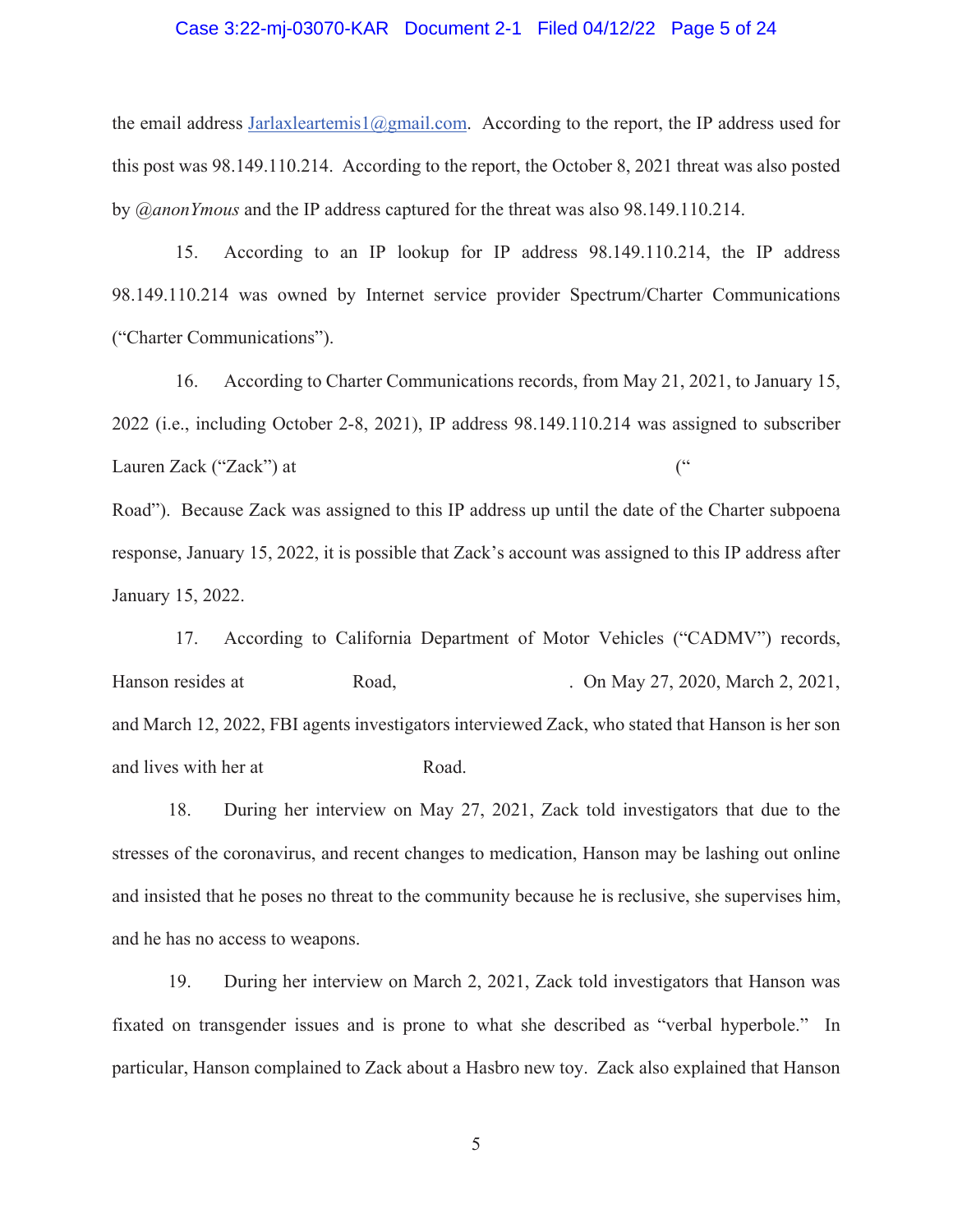the email address Jarlaxleartemis1@gmail.com. According to the report, the IP address used for this post was 98.149.110.214. According to the report, the October 8, 2021 threat was also posted by *@anonYmous* and the IP address captured for the threat was also 98.149.110.214.

15. According to an IP lookup for IP address 98.149.110.214, the IP address 98.149.110.214 was owned by Internet service provider Spectrum/Charter Communications ("Charter Communications").

16. According to Charter Communications records, from May 21, 2021, to January 15, 2022 (i.e., including October 2-8, 2021), IP address 98.149.110.214 was assigned to subscriber Lauren Zack ("Zack") at ("Road"). Because Zack was assigned to this IP address up until the date of the Charter subpoena response, January 15, 2022, it is possible that Zack's account was assigned to this IP address after January 15, 2022.

17. According to California Department of Motor Vehicles ("CADMV") records, Hanson resides at Road, . On May 27, 2020, March 2, 2021, and March 12, 2022, FBI agents investigators interviewed Zack, who stated that Hanson is her son and lives with her at Road.

18. During her interview on May 27, 2021, Zack told investigators that due to the stresses of the coronavirus, and recent changes to medication, Hanson may be lashing out online and insisted that he poses no threat to the community because he is reclusive, she supervises him, and he has no access to weapons.

19. During her interview on March 2, 2021, Zack told investigators that Hanson was fixated on transgender issues and is prone to what she described as "verbal hyperbole." In particular, Hanson complained to Zack about a Hasbro new toy. Zack also explained that Hanson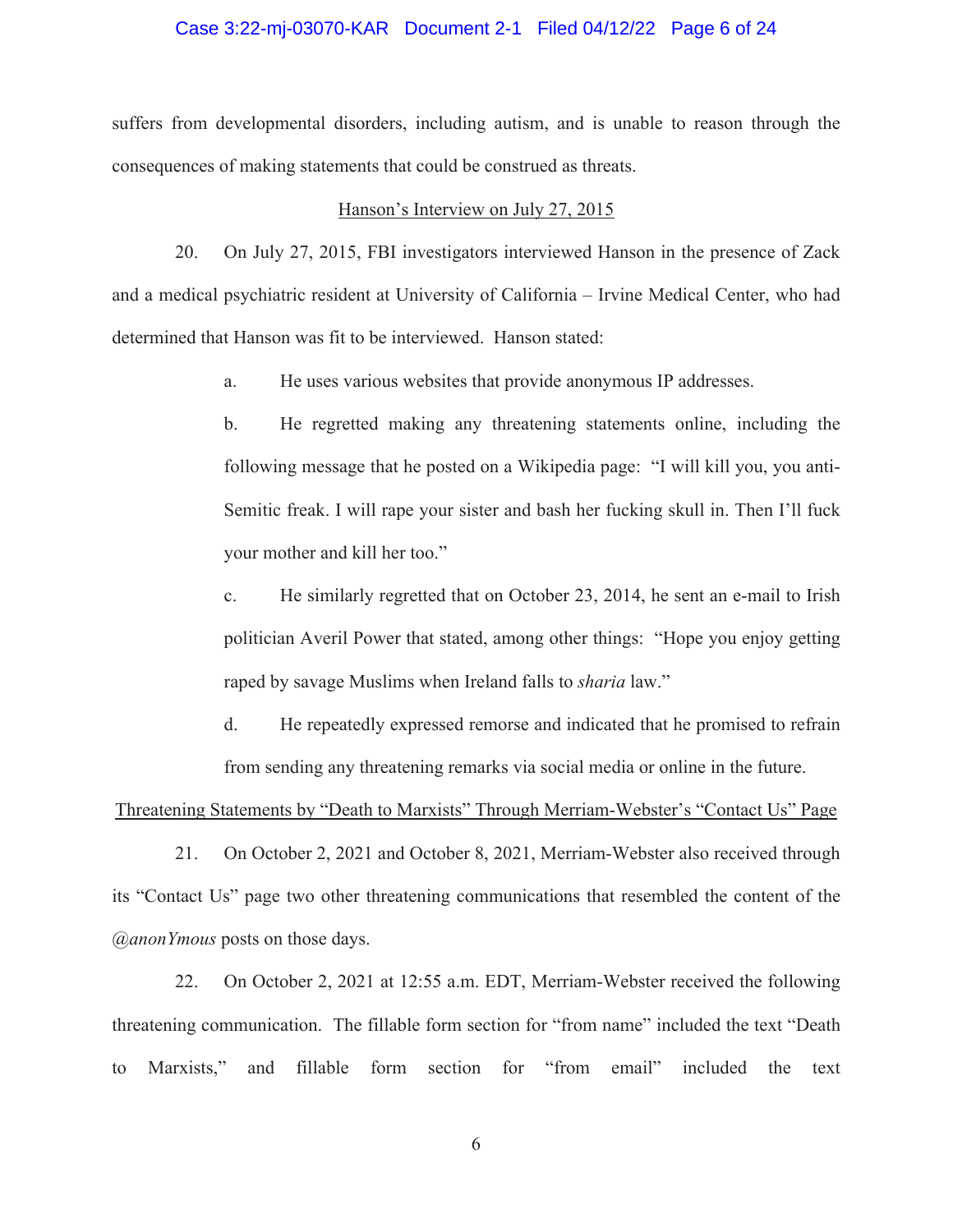suffers from developmental disorders, including autism, and is unable to reason through the consequences of making statements that could be construed as threats.

<u>Hanson's Interview on July 27, 2015</u>

20. On July 27, 2015, FBI investigators interviewed Hanson in the presence of Zack and a medical psychiatric resident at University of California – Irvine Medical Center, who had determined that Hanson was fit to be interviewed. Hanson stated:

a. He uses various websites that provide anonymous IP addresses.

b. He regretted making any threatening statements online, including the following message that he posted on a Wikipedia page: "I will kill you, you anti-Semitic freak. I will rape your sister and bash her fucking skull in. Then I'll fuck your mother and kill her too."

c. He similarly regretted that on October 23, 2014, he sent an e-mail to Irish politician Averil Power that stated, among other things: "Hope you enjoy getting raped by savage Muslims when Ireland falls to *sharia* law."

d. He repeatedly expressed remorse and indicated that he promised to refrain from sending any threatening remarks via social media or online in the future.

<u>Threatening Statements by "Death to Marxists" Through Merriam-Webster's "Contact Us" Page</u>

21. On October 2, 2021 and October 8, 2021, Merriam-Webster also received through its "Contact Us" page two other threatening communications that resembled the content of the *@anonYmous* posts on those days.

22. On October 2, 2021 at 12:55 a.m. EDT, Merriam-Webster received the following threatening communication. The fillable form section for "from name" included the text "Death to Marxists," and fillable form section for "from email" included the text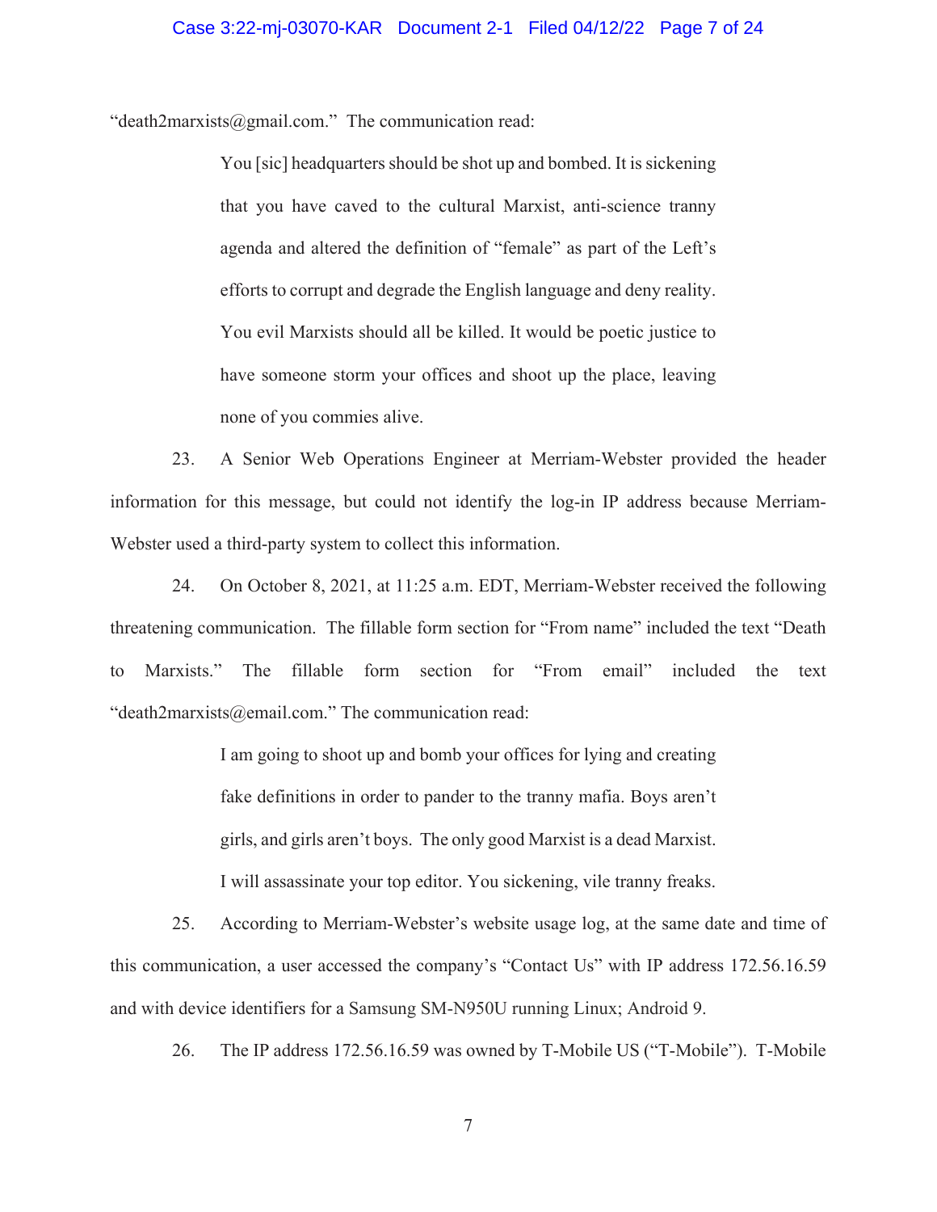"death2marxists@gmail.com." The communication read:

> You [sic] headquarters should be shot up and bombed. It is sickening that you have caved to the cultural Marxist, anti-science tranny agenda and altered the definition of "female" as part of the Left's efforts to corrupt and degrade the English language and deny reality. You evil Marxists should all be killed. It would be poetic justice to have someone storm your offices and shoot up the place, leaving none of you commies alive.

23. A Senior Web Operations Engineer at Merriam-Webster provided the header information for this message, but could not identify the log-in IP address because Merriam-Webster used a third-party system to collect this information.

24. On October 8, 2021, at 11:25 a.m. EDT, Merriam-Webster received the following threatening communication. The fillable form section for "From name" included the text "Death to Marxists." The fillable form section for "From email" included the text "death2marxists@email.com." The communication read:

> I am going to shoot up and bomb your offices for lying and creating fake definitions in order to pander to the tranny mafia. Boys aren't girls, and girls aren't boys. The only good Marxist is a dead Marxist. I will assassinate your top editor. You sickening, vile tranny freaks.

25. According to Merriam-Webster's website usage log, at the same date and time of this communication, a user accessed the company's "Contact Us" with IP address 172.56.16.59 and with device identifiers for a Samsung SM-N950U running Linux; Android 9.

26. The IP address 172.56.16.59 was owned by T-Mobile US ("T-Mobile"). T-Mobile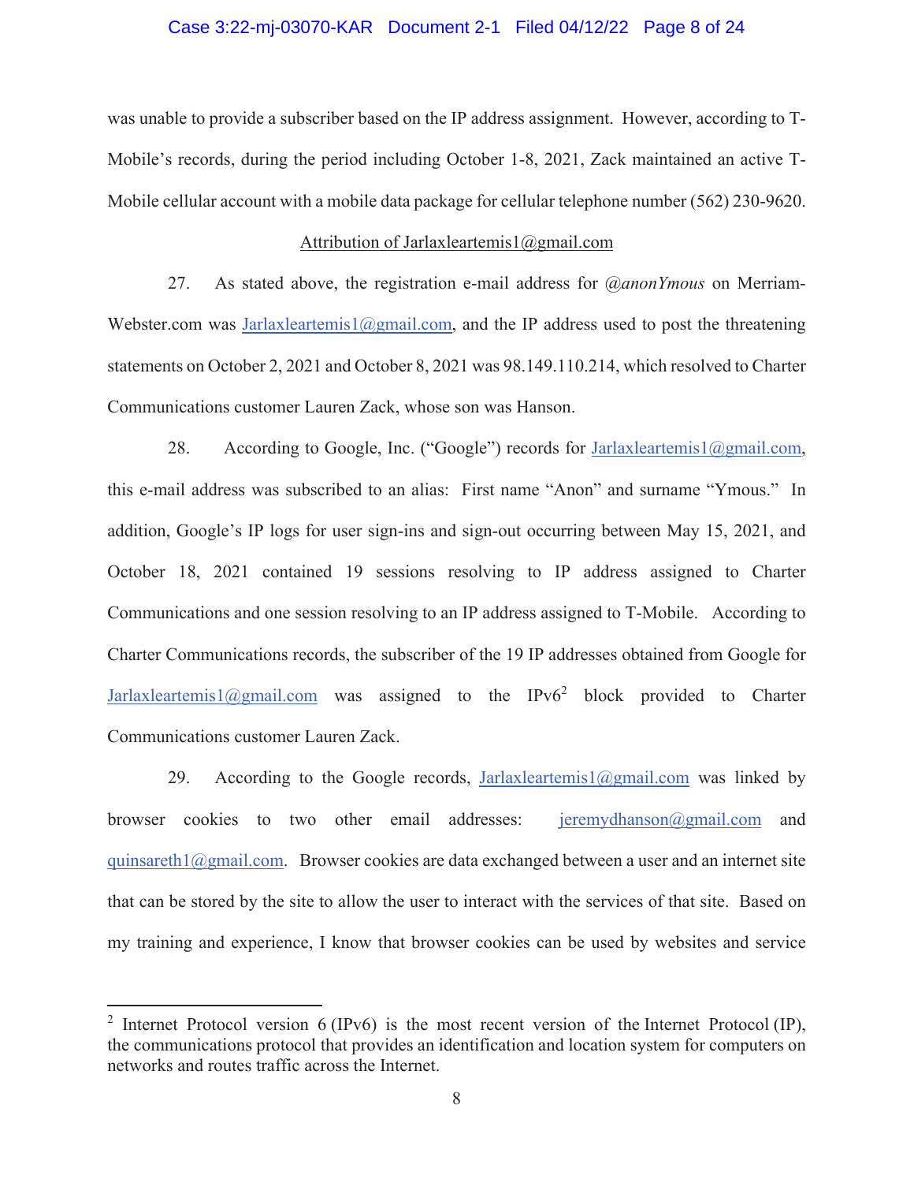was unable to provide a subscriber based on the IP address assignment. However, according to T-Mobile's records, during the period including October 1-8, 2021, Zack maintained an active T-Mobile cellular account with a mobile data package for cellular telephone number (562) 230-9620.

<u>Attribution of Jarlaxleartemis1@gmail.com</u>

27. As stated above, the registration e-mail address for *@anonYmous* on Merriam-Webster.com was Jarlaxleartemis1@gmail.com, and the IP address used to post the threatening statements on October 2, 2021 and October 8, 2021 was 98.149.110.214, which resolved to Charter Communications customer Lauren Zack, whose son was Hanson.

28. According to Google, Inc. ("Google") records for Jarlaxleartemis1@gmail.com, this e-mail address was subscribed to an alias: First name "Anon" and surname "Ymous." In addition, Google's IP logs for user sign-ins and sign-out occurring between May 15, 2021, and October 18, 2021 contained 19 sessions resolving to IP address assigned to Charter Communications and one session resolving to an IP address assigned to T-Mobile. According to Charter Communications records, the subscriber of the 19 IP addresses obtained from Google for Jarlaxleartemis1@gmail.com was assigned to the IPv6[2] block provided to Charter Communications customer Lauren Zack.

29. According to the Google records, Jarlaxleartemis1@gmail.com was linked by browser cookies to two other email addresses: jeremydhanson@gmail.com and quinsareth1@gmail.com. Browser cookies are data exchanged between a user and an internet site that can be stored by the site to allow the user to interact with the services of that site. Based on my training and experience, I know that browser cookies can be used by websites and service

---

[2] Internet Protocol version 6 (IPv6) is the most recent version of the Internet Protocol (IP), the communications protocol that provides an identification and location system for computers on networks and routes traffic across the Internet.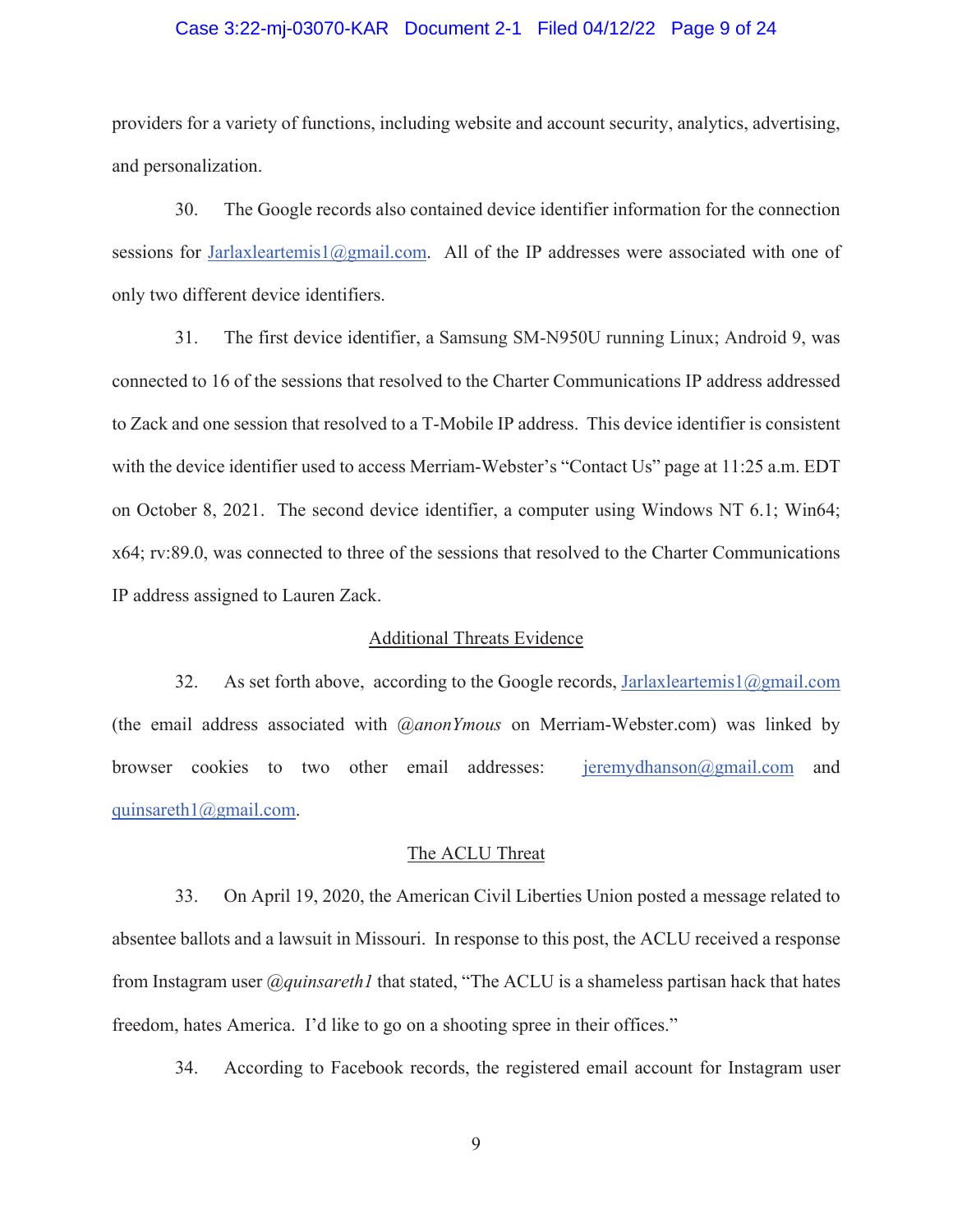providers for a variety of functions, including website and account security, analytics, advertising, and personalization.

30. The Google records also contained device identifier information for the connection sessions for Jarlaxleartemis1@gmail.com. All of the IP addresses were associated with one of only two different device identifiers.

31. The first device identifier, a Samsung SM-N950U running Linux; Android 9, was connected to 16 of the sessions that resolved to the Charter Communications IP address addressed to Zack and one session that resolved to a T-Mobile IP address. This device identifier is consistent with the device identifier used to access Merriam-Webster's "Contact Us" page at 11:25 a.m. EDT on October 8, 2021. The second device identifier, a computer using Windows NT 6.1; Win64; x64; rv:89.0, was connected to three of the sessions that resolved to the Charter Communications IP address assigned to Lauren Zack.

<u>Additional Threats Evidence</u>

32. As set forth above, according to the Google records, Jarlaxleartemis1@gmail.com (the email address associated with *@anonYmous* on Merriam-Webster.com) was linked by browser cookies to two other email addresses: jeremydhanson@gmail.com and quinsareth1@gmail.com.

<u>The ACLU Threat</u>

33. On April 19, 2020, the American Civil Liberties Union posted a message related to absentee ballots and a lawsuit in Missouri. In response to this post, the ACLU received a response from Instagram user *@quinsareth1* that stated, "The ACLU is a shameless partisan hack that hates freedom, hates America. I'd like to go on a shooting spree in their offices."

34. According to Facebook records, the registered email account for Instagram user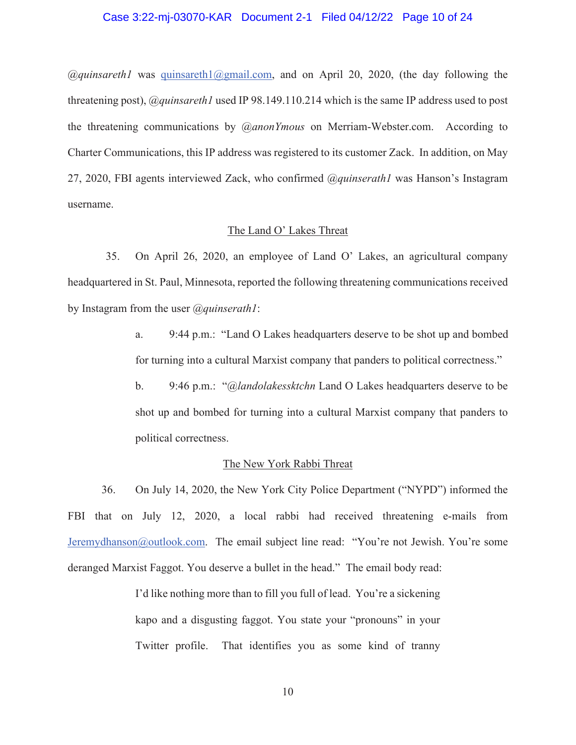*@quinsareth1* was quinsareth1@gmail.com, and on April 20, 2020, (the day following the threatening post), *@quinsareth1* used IP 98.149.110.214 which is the same IP address used to post the threatening communications by *@anonYmous* on Merriam-Webster.com. According to Charter Communications, this IP address was registered to its customer Zack. In addition, on May 27, 2020, FBI agents interviewed Zack, who confirmed *@quinserath1* was Hanson's Instagram username.

The Land O' Lakes Threat

35. On April 26, 2020, an employee of Land O' Lakes, an agricultural company headquartered in St. Paul, Minnesota, reported the following threatening communications received by Instagram from the user *@quinserath1*:

a. 9:44 p.m.: "Land O Lakes headquarters deserve to be shot up and bombed for turning into a cultural Marxist company that panders to political correctness."

b. 9:46 p.m.: "*@landolakessktchn* Land O Lakes headquarters deserve to be shot up and bombed for turning into a cultural Marxist company that panders to political correctness.

The New York Rabbi Threat

36. On July 14, 2020, the New York City Police Department ("NYPD") informed the FBI that on July 12, 2020, a local rabbi had received threatening e-mails from Jeremydhanson@outlook.com. The email subject line read: "You're not Jewish. You're some deranged Marxist Faggot. You deserve a bullet in the head." The email body read:

> I'd like nothing more than to fill you full of lead. You're a sickening kapo and a disgusting faggot. You state your "pronouns" in your Twitter profile. That identifies you as some kind of tranny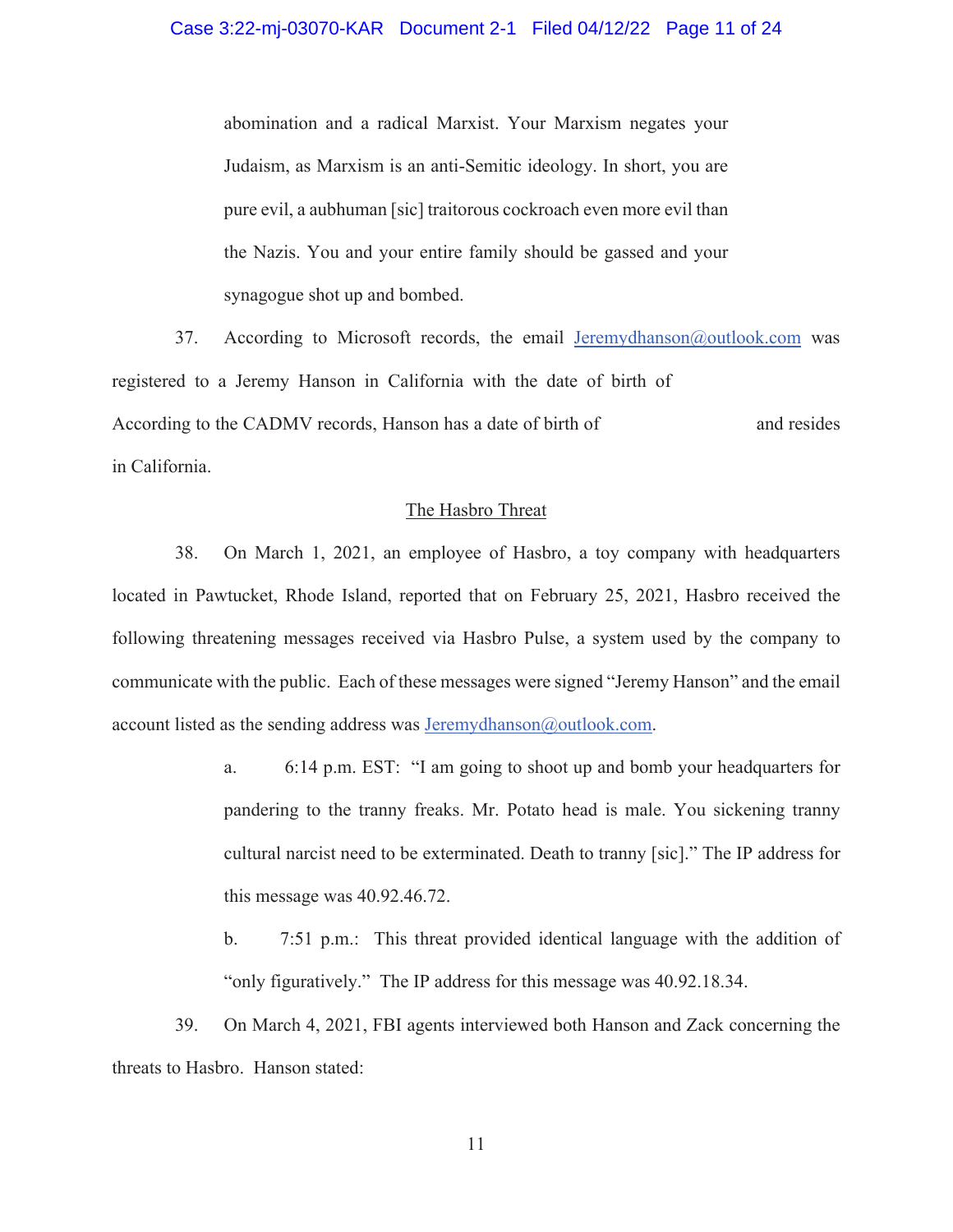abomination and a radical Marxist. Your Marxism negates your Judaism, as Marxism is an anti-Semitic ideology. In short, you are pure evil, a aubhuman [sic] traitorous cockroach even more evil than the Nazis. You and your entire family should be gassed and your synagogue shot up and bombed.

37. According to Microsoft records, the email Jeremydhanson@outlook.com was registered to a Jeremy Hanson in California with the date of birth of According to the CADMV records, Hanson has a date of birth of and resides in California.

## The Hasbro Threat

38. On March 1, 2021, an employee of Hasbro, a toy company with headquarters located in Pawtucket, Rhode Island, reported that on February 25, 2021, Hasbro received the following threatening messages received via Hasbro Pulse, a system used by the company to communicate with the public. Each of these messages were signed "Jeremy Hanson" and the email account listed as the sending address was Jeremydhanson@outlook.com.

> a. 6:14 p.m. EST: "I am going to shoot up and bomb your headquarters for pandering to the tranny freaks. Mr. Potato head is male. You sickening tranny cultural narcist need to be exterminated. Death to tranny [sic]." The IP address for this message was 40.92.46.72.
>
> b. 7:51 p.m.: This threat provided identical language with the addition of "only figuratively." The IP address for this message was 40.92.18.34.

39. On March 4, 2021, FBI agents interviewed both Hanson and Zack concerning the threats to Hasbro. Hanson stated: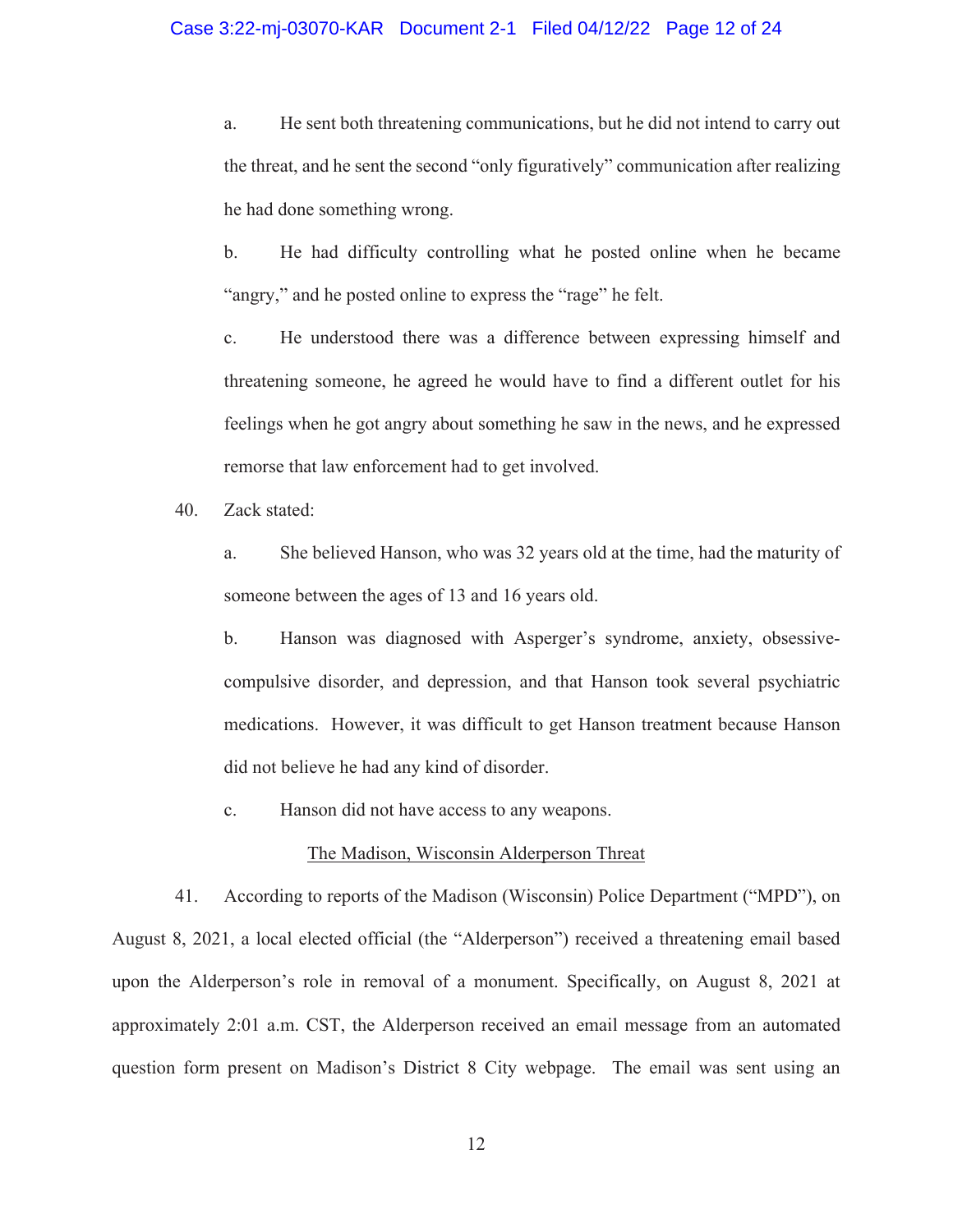a. He sent both threatening communications, but he did not intend to carry out the threat, and he sent the second "only figuratively" communication after realizing he had done something wrong.

b. He had difficulty controlling what he posted online when he became "angry," and he posted online to express the "rage" he felt.

c. He understood there was a difference between expressing himself and threatening someone, he agreed he would have to find a different outlet for his feelings when he got angry about something he saw in the news, and he expressed remorse that law enforcement had to get involved.

40. Zack stated:

a. She believed Hanson, who was 32 years old at the time, had the maturity of someone between the ages of 13 and 16 years old.

b. Hanson was diagnosed with Asperger's syndrome, anxiety, obsessive-compulsive disorder, and depression, and that Hanson took several psychiatric medications. However, it was difficult to get Hanson treatment because Hanson did not believe he had any kind of disorder.

c. Hanson did not have access to any weapons.

<u>The Madison, Wisconsin Alderperson Threat</u>

41. According to reports of the Madison (Wisconsin) Police Department ("MPD"), on August 8, 2021, a local elected official (the "Alderperson") received a threatening email based upon the Alderperson's role in removal of a monument. Specifically, on August 8, 2021 at approximately 2:01 a.m. CST, the Alderperson received an email message from an automated question form present on Madison's District 8 City webpage. The email was sent using an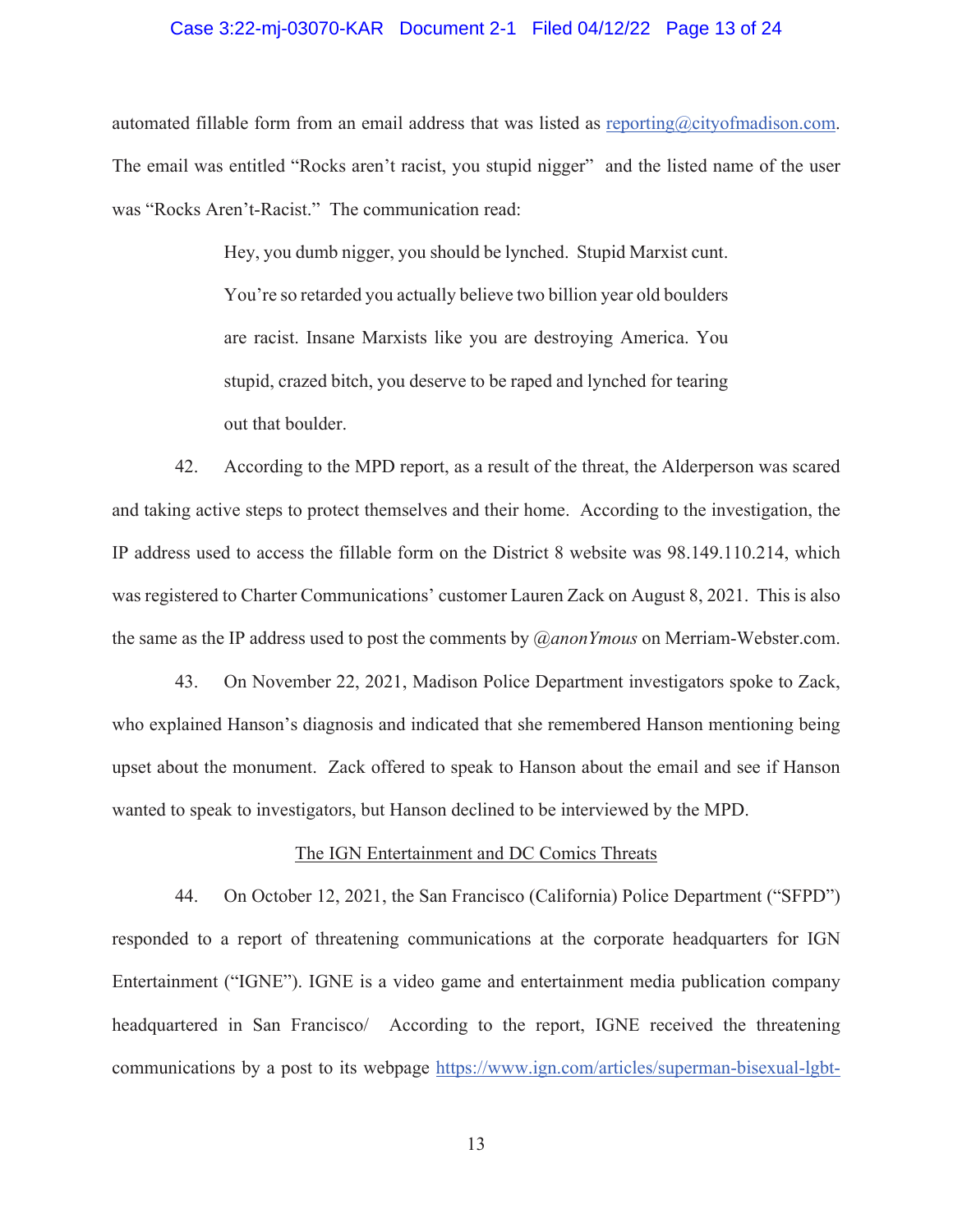automated fillable form from an email address that was listed as reporting@cityofmadison.com. The email was entitled "Rocks aren't racist, you stupid nigger" and the listed name of the user was "Rocks Aren't-Racist." The communication read:

> Hey, you dumb nigger, you should be lynched. Stupid Marxist cunt. You're so retarded you actually believe two billion year old boulders are racist. Insane Marxists like you are destroying America. You stupid, crazed bitch, you deserve to be raped and lynched for tearing out that boulder.

42. According to the MPD report, as a result of the threat, the Alderperson was scared and taking active steps to protect themselves and their home. According to the investigation, the IP address used to access the fillable form on the District 8 website was 98.149.110.214, which was registered to Charter Communications' customer Lauren Zack on August 8, 2021. This is also the same as the IP address used to post the comments by *@anonYmous* on Merriam-Webster.com.

43. On November 22, 2021, Madison Police Department investigators spoke to Zack, who explained Hanson's diagnosis and indicated that she remembered Hanson mentioning being upset about the monument. Zack offered to speak to Hanson about the email and see if Hanson wanted to speak to investigators, but Hanson declined to be interviewed by the MPD.

<u>The IGN Entertainment and DC Comics Threats</u>

44. On October 12, 2021, the San Francisco (California) Police Department ("SFPD") responded to a report of threatening communications at the corporate headquarters for IGN Entertainment ("IGNE"). IGNE is a video game and entertainment media publication company headquartered in San Francisco/ According to the report, IGNE received the threatening communications by a post to its webpage https://www.ign.com/articles/superman-bisexual-lgbt-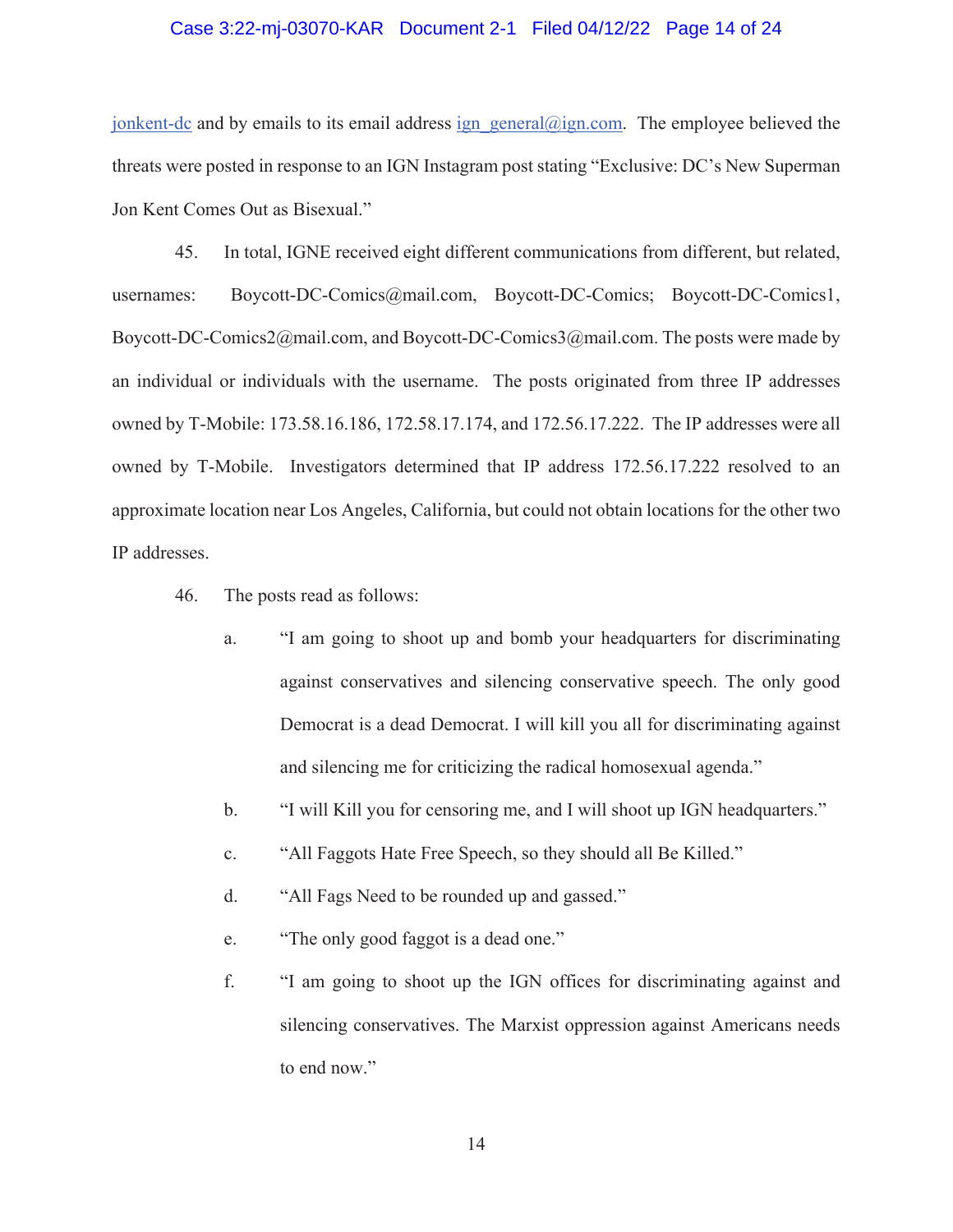jonkent-dc and by emails to its email address ign_general@ign.com. The employee believed the threats were posted in response to an IGN Instagram post stating "Exclusive: DC's New Superman Jon Kent Comes Out as Bisexual."

45. In total, IGNE received eight different communications from different, but related, usernames: Boycott-DC-Comics@mail.com, Boycott-DC-Comics; Boycott-DC-Comics1, Boycott-DC-Comics2@mail.com, and Boycott-DC-Comics3@mail.com. The posts were made by an individual or individuals with the username. The posts originated from three IP addresses owned by T-Mobile: 173.58.16.186, 172.58.17.174, and 172.56.17.222. The IP addresses were all owned by T-Mobile. Investigators determined that IP address 172.56.17.222 resolved to an approximate location near Los Angeles, California, but could not obtain locations for the other two IP addresses.

46. The posts read as follows:

a. "I am going to shoot up and bomb your headquarters for discriminating against conservatives and silencing conservative speech. The only good Democrat is a dead Democrat. I will kill you all for discriminating against and silencing me for criticizing the radical homosexual agenda."

b. "I will Kill you for censoring me, and I will shoot up IGN headquarters."

c. "All Faggots Hate Free Speech, so they should all Be Killed."

d. "All Fags Need to be rounded up and gassed."

e. "The only good faggot is a dead one."

f. "I am going to shoot up the IGN offices for discriminating against and silencing conservatives. The Marxist oppression against Americans needs to end now."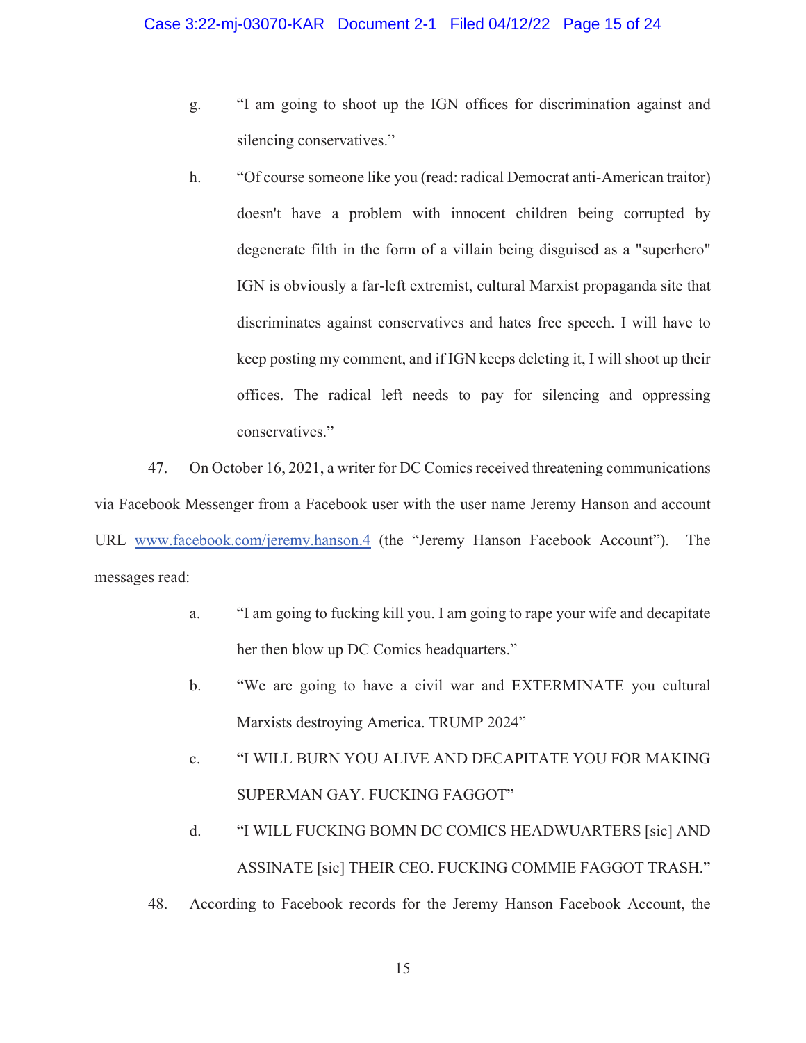g. "I am going to shoot up the IGN offices for discrimination against and silencing conservatives."

h. "Of course someone like you (read: radical Democrat anti-American traitor) doesn't have a problem with innocent children being corrupted by degenerate filth in the form of a villain being disguised as a "superhero" IGN is obviously a far-left extremist, cultural Marxist propaganda site that discriminates against conservatives and hates free speech. I will have to keep posting my comment, and if IGN keeps deleting it, I will shoot up their offices. The radical left needs to pay for silencing and oppressing conservatives."

47. On October 16, 2021, a writer for DC Comics received threatening communications via Facebook Messenger from a Facebook user with the user name Jeremy Hanson and account URL www.facebook.com/jeremy.hanson.4 (the "Jeremy Hanson Facebook Account"). The messages read:

a. "I am going to fucking kill you. I am going to rape your wife and decapitate her then blow up DC Comics headquarters."

b. "We are going to have a civil war and EXTERMINATE you cultural Marxists destroying America. TRUMP 2024"

c. "I WILL BURN YOU ALIVE AND DECAPITATE YOU FOR MAKING SUPERMAN GAY. FUCKING FAGGOT"

d. "I WILL FUCKING BOMN DC COMICS HEADWUARTERS [sic] AND ASSINATE [sic] THEIR CEO. FUCKING COMMIE FAGGOT TRASH."

48. According to Facebook records for the Jeremy Hanson Facebook Account, the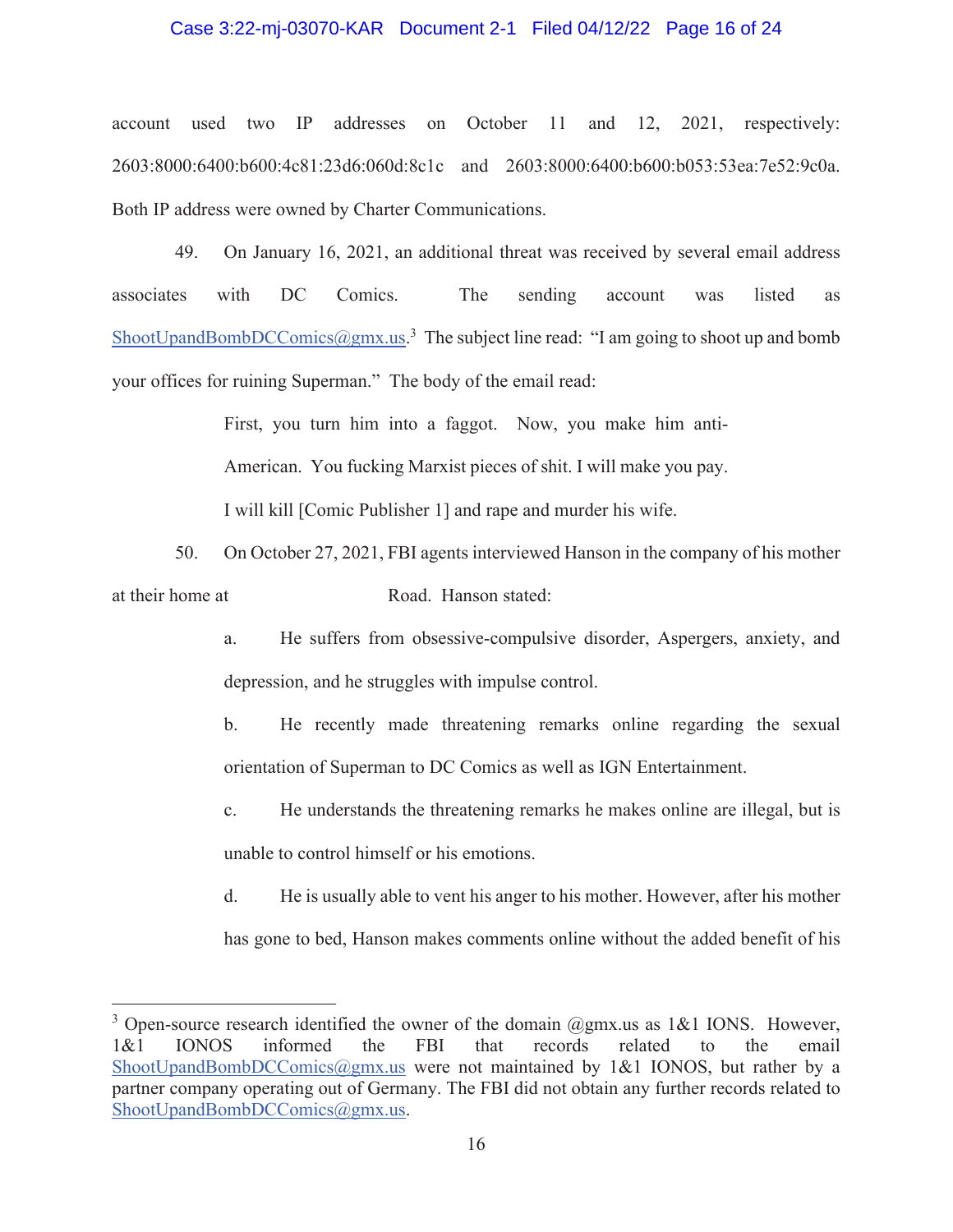account used two IP addresses on October 11 and 12, 2021, respectively: 2603:8000:6400:b600:4c81:23d6:060d:8c1c and 2603:8000:6400:b600:b053:53ea:7e52:9c0a. Both IP address were owned by Charter Communications.

49. On January 16, 2021, an additional threat was received by several email address associates with DC Comics. The sending account was listed as ShootUpandBombDCComics@gmx.us.[3] The subject line read: "I am going to shoot up and bomb your offices for ruining Superman." The body of the email read:

> First, you turn him into a faggot. Now, you make him anti-American. You fucking Marxist pieces of shit. I will make you pay. I will kill [Comic Publisher 1] and rape and murder his wife.

50. On October 27, 2021, FBI agents interviewed Hanson in the company of his mother at their home at Road. Hanson stated:

a. He suffers from obsessive-compulsive disorder, Aspergers, anxiety, and depression, and he struggles with impulse control.

b. He recently made threatening remarks online regarding the sexual orientation of Superman to DC Comics as well as IGN Entertainment.

c. He understands the threatening remarks he makes online are illegal, but is unable to control himself or his emotions.

d. He is usually able to vent his anger to his mother. However, after his mother has gone to bed, Hanson makes comments online without the added benefit of his

---

[3] Open-source research identified the owner of the domain @gmx.us as 1&1 IONS. However, 1&1 IONOS informed the FBI that records related to the email ShootUpandBombDCComics@gmx.us were not maintained by 1&1 IONOS, but rather by a partner company operating out of Germany. The FBI did not obtain any further records related to ShootUpandBombDCComics@gmx.us.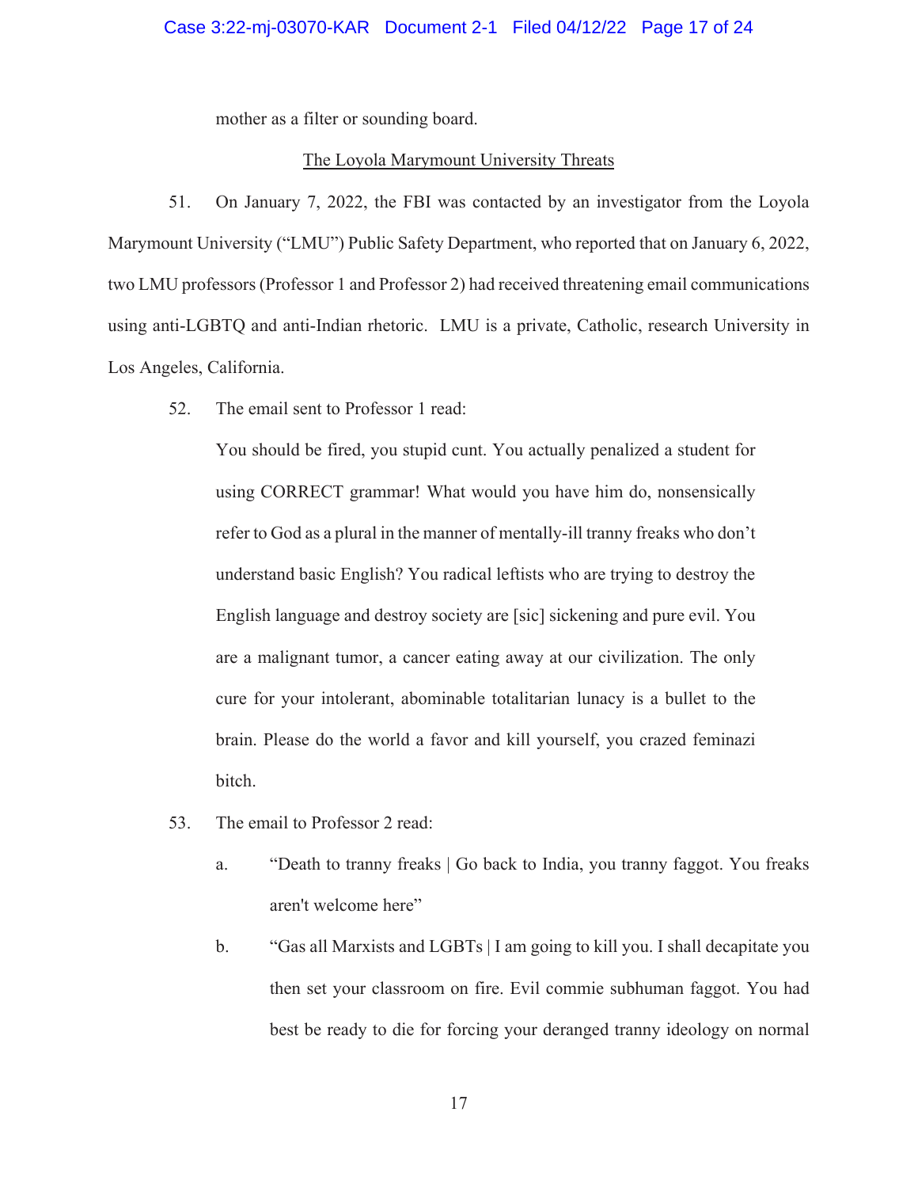mother as a filter or sounding board.

The Loyola Marymount University Threats

51. On January 7, 2022, the FBI was contacted by an investigator from the Loyola Marymount University ("LMU") Public Safety Department, who reported that on January 6, 2022, two LMU professors (Professor 1 and Professor 2) had received threatening email communications using anti-LGBTQ and anti-Indian rhetoric. LMU is a private, Catholic, research University in Los Angeles, California.

52. The email sent to Professor 1 read:

> You should be fired, you stupid cunt. You actually penalized a student for using CORRECT grammar! What would you have him do, nonsensically refer to God as a plural in the manner of mentally-ill tranny freaks who don't understand basic English? You radical leftists who are trying to destroy the English language and destroy society are [sic] sickening and pure evil. You are a malignant tumor, a cancer eating away at our civilization. The only cure for your intolerant, abominable totalitarian lunacy is a bullet to the brain. Please do the world a favor and kill yourself, you crazed feminazi bitch.

53. The email to Professor 2 read:

a. "Death to tranny freaks | Go back to India, you tranny faggot. You freaks aren't welcome here"

b. "Gas all Marxists and LGBTs | I am going to kill you. I shall decapitate you then set your classroom on fire. Evil commie subhuman faggot. You had best be ready to die for forcing your deranged tranny ideology on normal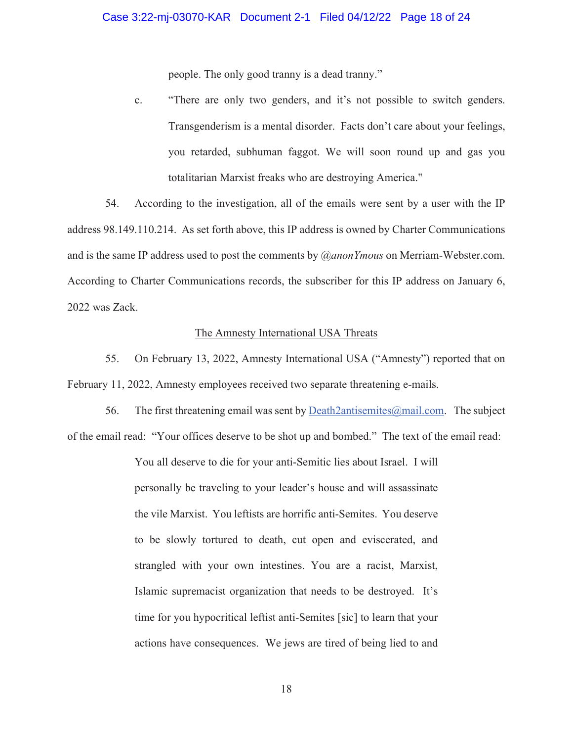people. The only good tranny is a dead tranny."

c. "There are only two genders, and it's not possible to switch genders. Transgenderism is a mental disorder. Facts don't care about your feelings, you retarded, subhuman faggot. We will soon round up and gas you totalitarian Marxist freaks who are destroying America."

54. According to the investigation, all of the emails were sent by a user with the IP address 98.149.110.214. As set forth above, this IP address is owned by Charter Communications and is the same IP address used to post the comments by *@anonYmous* on Merriam-Webster.com. According to Charter Communications records, the subscriber for this IP address on January 6, 2022 was Zack.

<u>The Amnesty International USA Threats</u>

55. On February 13, 2022, Amnesty International USA ("Amnesty") reported that on February 11, 2022, Amnesty employees received two separate threatening e-mails.

56. The first threatening email was sent by Death2antisemites@mail.com. The subject of the email read: "Your offices deserve to be shot up and bombed." The text of the email read:

> You all deserve to die for your anti-Semitic lies about Israel. I will personally be traveling to your leader's house and will assassinate the vile Marxist. You leftists are horrific anti-Semites. You deserve to be slowly tortured to death, cut open and eviscerated, and strangled with your own intestines. You are a racist, Marxist, Islamic supremacist organization that needs to be destroyed. It's time for you hypocritical leftist anti-Semites [sic] to learn that your actions have consequences. We jews are tired of being lied to and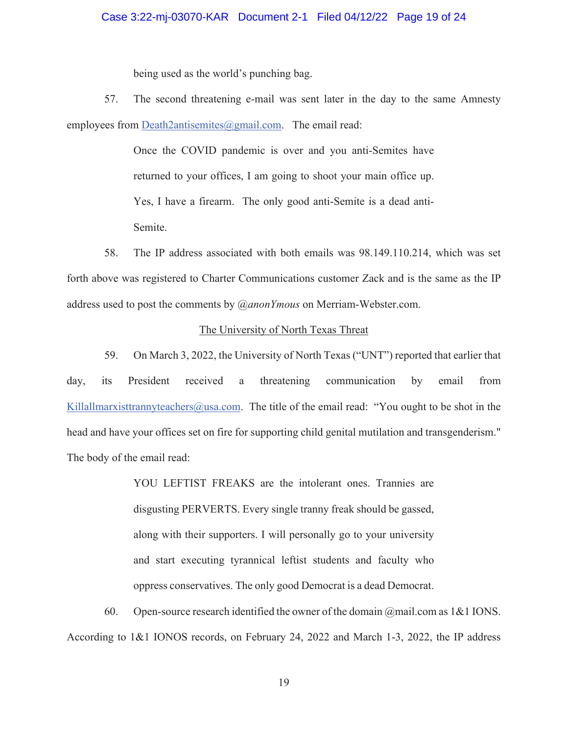being used as the world's punching bag.

57. The second threatening e-mail was sent later in the day to the same Amnesty employees from Death2antisemites@gmail.com. The email read:

> Once the COVID pandemic is over and you anti-Semites have returned to your offices, I am going to shoot your main office up. Yes, I have a firearm. The only good anti-Semite is a dead anti-Semite.

58. The IP address associated with both emails was 98.149.110.214, which was set forth above was registered to Charter Communications customer Zack and is the same as the IP address used to post the comments by *@anonYmous* on Merriam-Webster.com.

<u>The University of North Texas Threat</u>

59. On March 3, 2022, the University of North Texas ("UNT") reported that earlier that day, its President received a threatening communication by email from Killallmarxisttrannyteachers@usa.com. The title of the email read: "You ought to be shot in the head and have your offices set on fire for supporting child genital mutilation and transgenderism." The body of the email read:

> YOU LEFTIST FREAKS are the intolerant ones. Trannies are disgusting PERVERTS. Every single tranny freak should be gassed, along with their supporters. I will personally go to your university and start executing tyrannical leftist students and faculty who oppress conservatives. The only good Democrat is a dead Democrat.

60. Open-source research identified the owner of the domain @mail.com as 1&1 IONS. According to 1&1 IONOS records, on February 24, 2022 and March 1-3, 2022, the IP address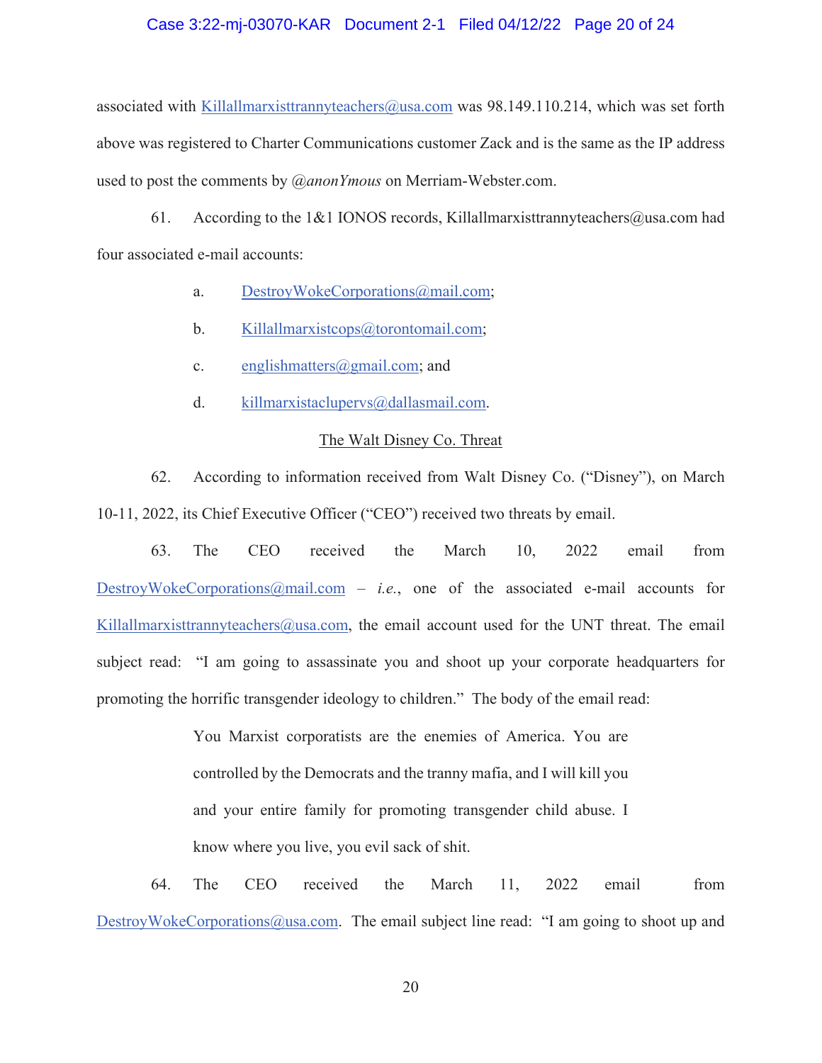associated with Killallmarxisttrannyteachers@usa.com was 98.149.110.214, which was set forth above was registered to Charter Communications customer Zack and is the same as the IP address used to post the comments by @*anonYmous* on Merriam-Webster.com.

61. According to the 1&1 IONOS records, Killallmarxisttrannyteachers@usa.com had four associated e-mail accounts:

a. DestroyWokeCorporations@mail.com;

b. Killallmarxistcops@torontomail.com;

c. englishmatters@gmail.com; and

d. killmarxistaclupervs@dallasmail.com.

<u>The Walt Disney Co. Threat</u>

62. According to information received from Walt Disney Co. ("Disney"), on March 10-11, 2022, its Chief Executive Officer ("CEO") received two threats by email.

63. The CEO received the March 10, 2022 email from DestroyWokeCorporations@mail.com – *i.e.*, one of the associated e-mail accounts for Killallmarxisttrannyteachers@usa.com, the email account used for the UNT threat. The email subject read: "I am going to assassinate you and shoot up your corporate headquarters for promoting the horrific transgender ideology to children." The body of the email read:

> You Marxist corporatists are the enemies of America. You are controlled by the Democrats and the tranny mafia, and I will kill you and your entire family for promoting transgender child abuse. I know where you live, you evil sack of shit.

64. The CEO received the March 11, 2022 email from DestroyWokeCorporations@usa.com. The email subject line read: "I am going to shoot up and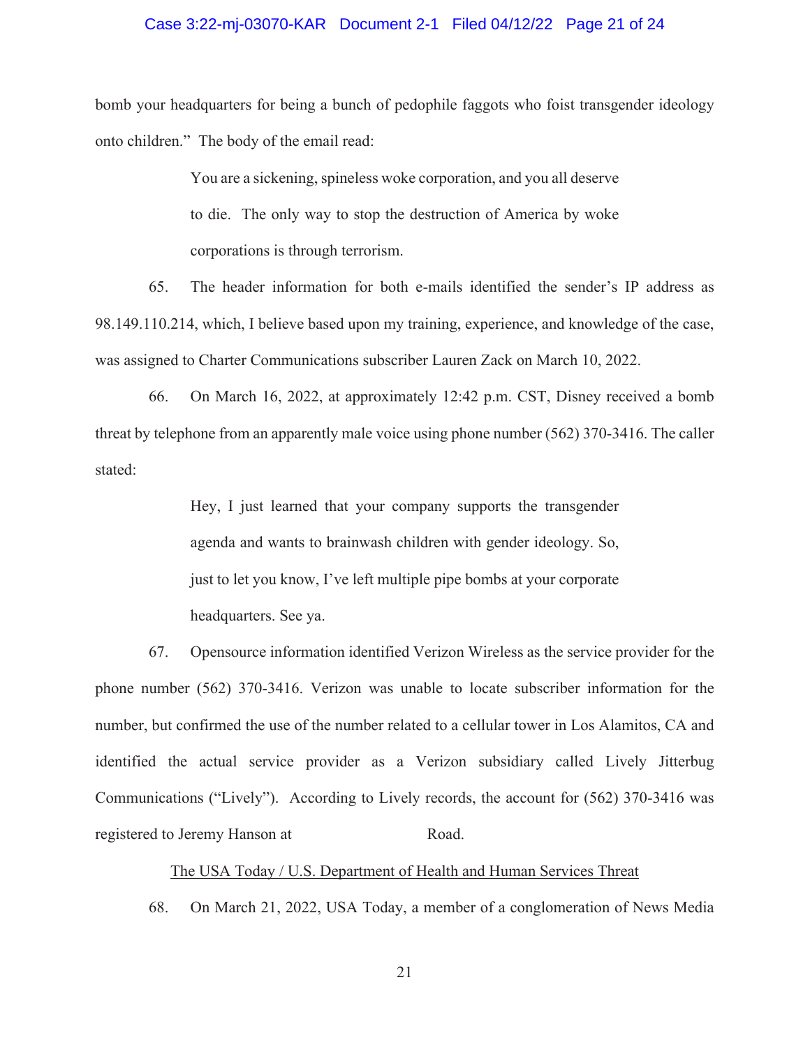bomb your headquarters for being a bunch of pedophile faggots who foist transgender ideology onto children." The body of the email read:

> You are a sickening, spineless woke corporation, and you all deserve to die. The only way to stop the destruction of America by woke corporations is through terrorism.

65. The header information for both e-mails identified the sender's IP address as 98.149.110.214, which, I believe based upon my training, experience, and knowledge of the case, was assigned to Charter Communications subscriber Lauren Zack on March 10, 2022.

66. On March 16, 2022, at approximately 12:42 p.m. CST, Disney received a bomb threat by telephone from an apparently male voice using phone number (562) 370-3416. The caller stated:

> Hey, I just learned that your company supports the transgender agenda and wants to brainwash children with gender ideology. So, just to let you know, I've left multiple pipe bombs at your corporate headquarters. See ya.

67. Opensource information identified Verizon Wireless as the service provider for the phone number (562) 370-3416. Verizon was unable to locate subscriber information for the number, but confirmed the use of the number related to a cellular tower in Los Alamitos, CA and identified the actual service provider as a Verizon subsidiary called Lively Jitterbug Communications ("Lively"). According to Lively records, the account for (562) 370-3416 was registered to Jeremy Hanson at Road.

<u>The USA Today / U.S. Department of Health and Human Services Threat</u>

68. On March 21, 2022, USA Today, a member of a conglomeration of News Media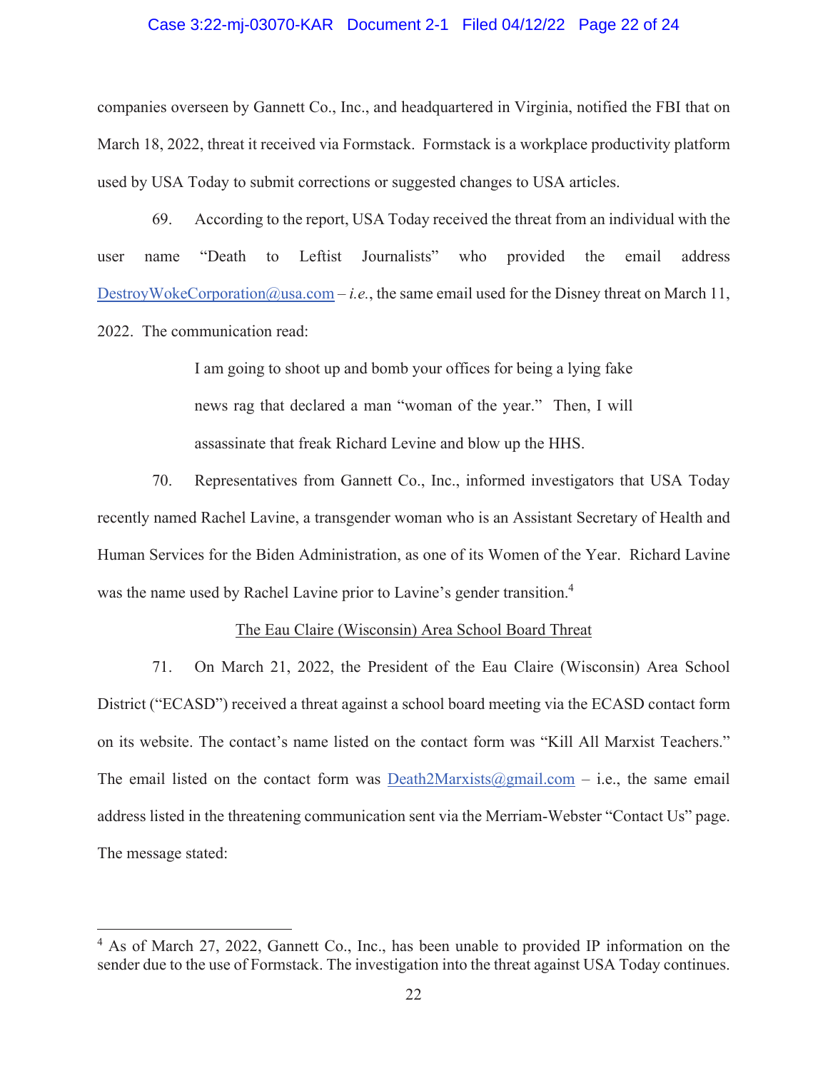companies overseen by Gannett Co., Inc., and headquartered in Virginia, notified the FBI that on March 18, 2022, threat it received via Formstack. Formstack is a workplace productivity platform used by USA Today to submit corrections or suggested changes to USA articles.

69. According to the report, USA Today received the threat from an individual with the user name "Death to Leftist Journalists" who provided the email address DestroyWokeCorporation@usa.com – *i.e.*, the same email used for the Disney threat on March 11, 2022. The communication read:

> I am going to shoot up and bomb your offices for being a lying fake news rag that declared a man "woman of the year." Then, I will assassinate that freak Richard Levine and blow up the HHS.

70. Representatives from Gannett Co., Inc., informed investigators that USA Today recently named Rachel Lavine, a transgender woman who is an Assistant Secretary of Health and Human Services for the Biden Administration, as one of its Women of the Year. Richard Lavine was the name used by Rachel Lavine prior to Lavine's gender transition.[4]

The Eau Claire (Wisconsin) Area School Board Threat

71. On March 21, 2022, the President of the Eau Claire (Wisconsin) Area School District ("ECASD") received a threat against a school board meeting via the ECASD contact form on its website. The contact's name listed on the contact form was "Kill All Marxist Teachers." The email listed on the contact form was Death2Marxists@gmail.com – i.e., the same email address listed in the threatening communication sent via the Merriam-Webster "Contact Us" page. The message stated:

---

[4] As of March 27, 2022, Gannett Co., Inc., has been unable to provided IP information on the sender due to the use of Formstack. The investigation into the threat against USA Today continues.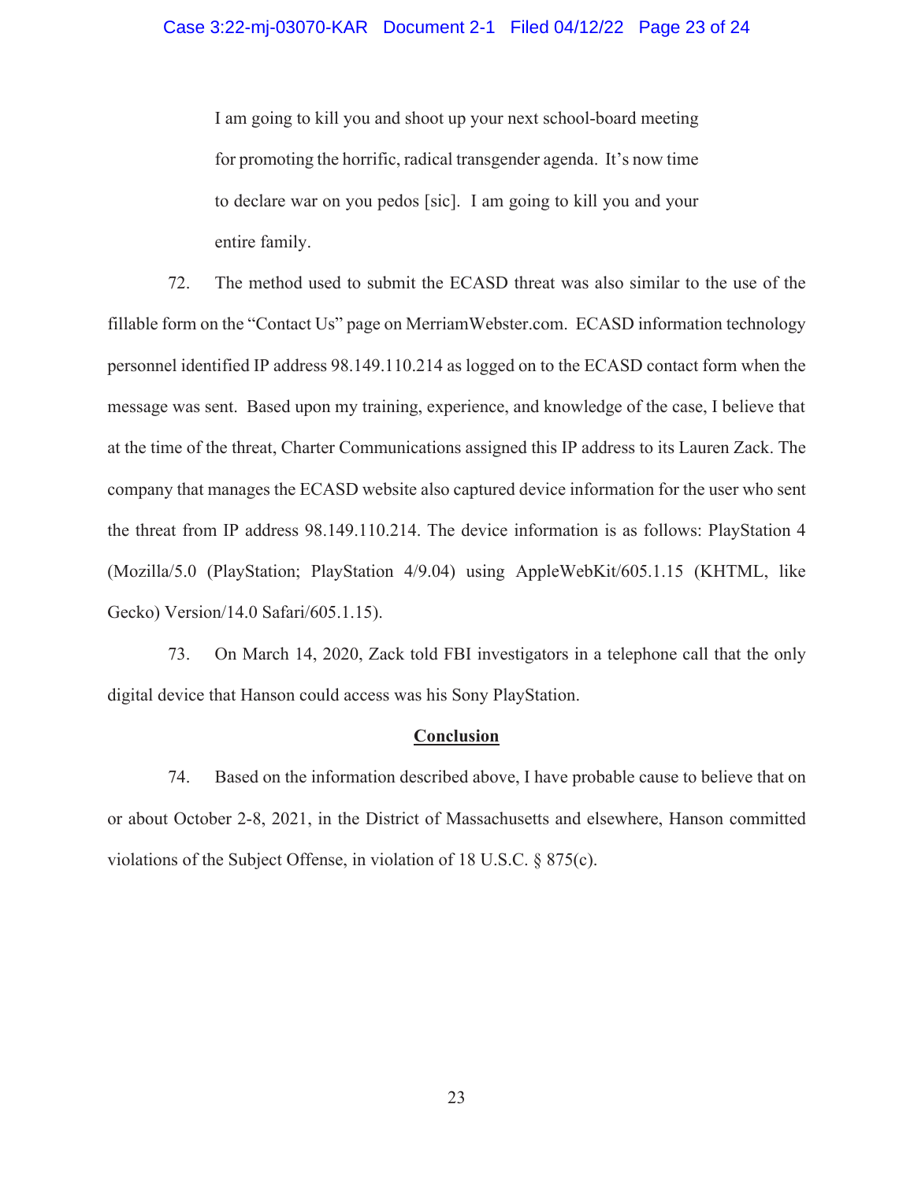> I am going to kill you and shoot up your next school-board meeting for promoting the horrific, radical transgender agenda. It's now time to declare war on you pedos [sic]. I am going to kill you and your entire family.

72. The method used to submit the ECASD threat was also similar to the use of the fillable form on the "Contact Us" page on MerriamWebster.com. ECASD information technology personnel identified IP address 98.149.110.214 as logged on to the ECASD contact form when the message was sent. Based upon my training, experience, and knowledge of the case, I believe that at the time of the threat, Charter Communications assigned this IP address to its Lauren Zack. The company that manages the ECASD website also captured device information for the user who sent the threat from IP address 98.149.110.214. The device information is as follows: PlayStation 4 (Mozilla/5.0 (PlayStation; PlayStation 4/9.04) using AppleWebKit/605.1.15 (KHTML, like Gecko) Version/14.0 Safari/605.1.15).

73. On March 14, 2020, Zack told FBI investigators in a telephone call that the only digital device that Hanson could access was his Sony PlayStation.

## Conclusion

74. Based on the information described above, I have probable cause to believe that on or about October 2-8, 2021, in the District of Massachusetts and elsewhere, Hanson committed violations of the Subject Offense, in violation of 18 U.S.C. § 875(c).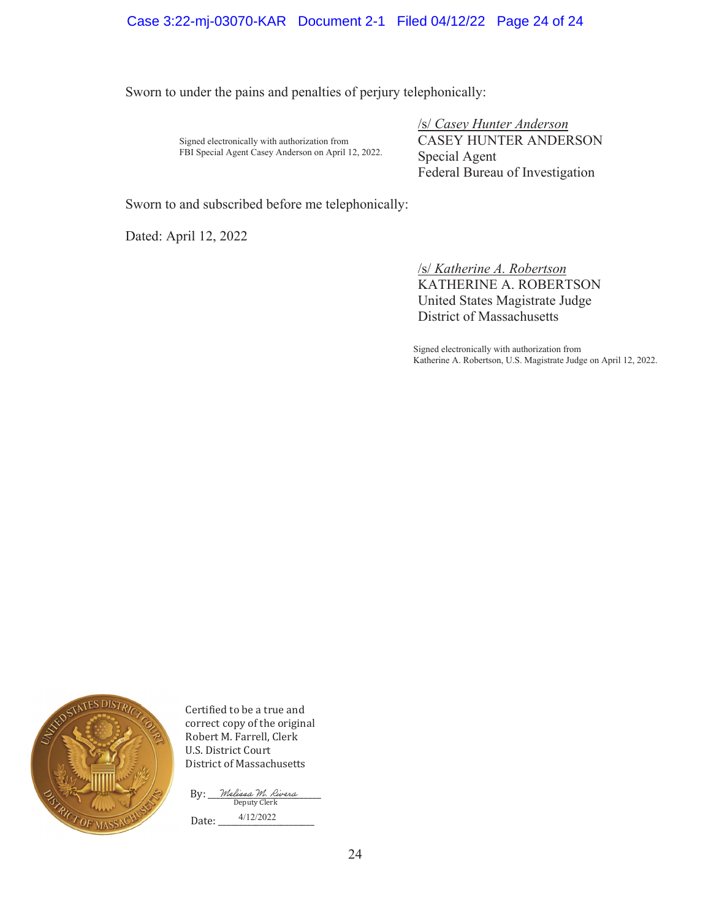Sworn to under the pains and penalties of perjury telephonically:

Signed electronically with authorization from FBI Special Agent Casey Anderson on April 12, 2022.

/s/ *Casey Hunter Anderson*
CASEY HUNTER ANDERSON
Special Agent
Federal Bureau of Investigation

Sworn to and subscribed before me telephonically:

Dated: April 12, 2022

/s/ *Katherine A. Robertson*
KATHERINE A. ROBERTSON
United States Magistrate Judge
District of Massachusetts

Signed electronically with authorization from Katherine A. Robertson, U.S. Magistrate Judge on April 12, 2022.

Certified to be a true and correct copy of the original
Robert M. Farrell, Clerk
U.S. District Court
District of Massachusetts

By: *Melissa M. Rivera*
Deputy Clerk

Date: 4/12/2022